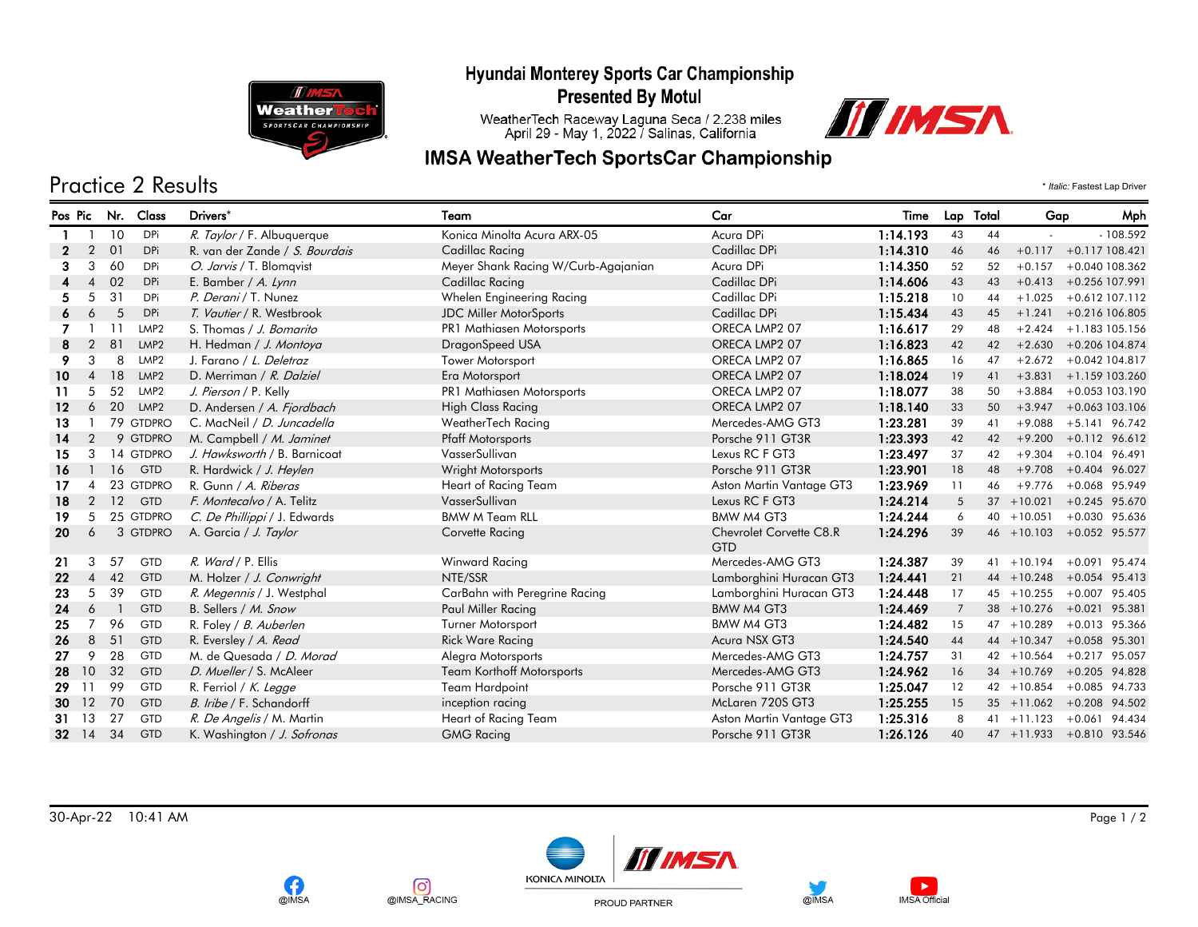# Hyundai Monterey Sports Car Championship
## Presented By Motul

WeatherTech Raceway Laguna Seca / 2.238 miles
April 29 - May 1, 2022 / Salinas, California

## IMSA WeatherTech SportsCar Championship

## Practice 2 Results

\* *Italic:* Fastest Lap Driver

| Pos | Pic | Nr. | Class | Drivers* | Team | Car | Time | Lap | Total | Gap | | Mph |
|---|---|---|---|---|---|---|---|---|---|---|---|---|
| 1 | 1 | 10 | DPi | *R. Taylor* / F. Albuquerque | Konica Minolta Acura ARX-05 | Acura DPi | 1:14.193 | 43 | 44 | - | - | 108.592 |
| 2 | 2 | 01 | DPi | R. van der Zande / *S. Bourdais* | Cadillac Racing | Cadillac DPi | 1:14.310 | 46 | 46 | +0.117 | +0.117 | 108.421 |
| 3 | 3 | 60 | DPi | *O. Jarvis* / T. Blomqvist | Meyer Shank Racing W/Curb-Agajanian | Acura DPi | 1:14.350 | 52 | 52 | +0.157 | +0.040 | 108.362 |
| 4 | 4 | 02 | DPi | E. Bamber / *A. Lynn* | Cadillac Racing | Cadillac DPi | 1:14.606 | 43 | 43 | +0.413 | +0.256 | 107.991 |
| 5 | 5 | 31 | DPi | *P. Derani* / T. Nunez | Whelen Engineering Racing | Cadillac DPi | 1:15.218 | 10 | 44 | +1.025 | +0.612 | 107.112 |
| 6 | 6 | 5 | DPi | *T. Vautier* / R. Westbrook | JDC Miller MotorSports | Cadillac DPi | 1:15.434 | 43 | 45 | +1.241 | +0.216 | 106.805 |
| 7 | 1 | 11 | LMP2 | S. Thomas / *J. Bomarito* | PR1 Mathiasen Motorsports | ORECA LMP2 07 | 1:16.617 | 29 | 48 | +2.424 | +1.183 | 105.156 |
| 8 | 2 | 81 | LMP2 | H. Hedman / *J. Montoya* | DragonSpeed USA | ORECA LMP2 07 | 1:16.823 | 42 | 42 | +2.630 | +0.206 | 104.874 |
| 9 | 3 | 8 | LMP2 | J. Farano / *L. Deletraz* | Tower Motorsport | ORECA LMP2 07 | 1:16.865 | 16 | 47 | +2.672 | +0.042 | 104.817 |
| 10 | 4 | 18 | LMP2 | D. Merriman / *R. Dalziel* | Era Motorsport | ORECA LMP2 07 | 1:18.024 | 19 | 41 | +3.831 | +1.159 | 103.260 |
| 11 | 5 | 52 | LMP2 | *J. Pierson* / P. Kelly | PR1 Mathiasen Motorsports | ORECA LMP2 07 | 1:18.077 | 38 | 50 | +3.884 | +0.053 | 103.190 |
| 12 | 6 | 20 | LMP2 | D. Andersen / *A. Fjordbach* | High Class Racing | ORECA LMP2 07 | 1:18.140 | 33 | 50 | +3.947 | +0.063 | 103.106 |
| 13 | 1 | 79 | GTDPRO | C. MacNeil / *D. Juncadella* | WeatherTech Racing | Mercedes-AMG GT3 | 1:23.281 | 39 | 41 | +9.088 | +5.141 | 96.742 |
| 14 | 2 | 9 | GTDPRO | M. Campbell / *M. Jaminet* | Pfaff Motorsports | Porsche 911 GT3R | 1:23.393 | 42 | 42 | +9.200 | +0.112 | 96.612 |
| 15 | 3 | 14 | GTDPRO | *J. Hawksworth* / B. Barnicoat | VasserSullivan | Lexus RC F GT3 | 1:23.497 | 37 | 42 | +9.304 | +0.104 | 96.491 |
| 16 | 1 | 16 | GTD | R. Hardwick / *J. Heylen* | Wright Motorsports | Porsche 911 GT3R | 1:23.901 | 18 | 48 | +9.708 | +0.404 | 96.027 |
| 17 | 4 | 23 | GTDPRO | R. Gunn / *A. Riberas* | Heart of Racing Team | Aston Martin Vantage GT3 | 1:23.969 | 11 | 46 | +9.776 | +0.068 | 95.949 |
| 18 | 2 | 12 | GTD | *F. Montecalvo* / A. Telitz | VasserSullivan | Lexus RC F GT3 | 1:24.214 | 5 | 37 | +10.021 | +0.245 | 95.670 |
| 19 | 5 | 25 | GTDPRO | *C. De Phillippi* / J. Edwards | BMW M Team RLL | BMW M4 GT3 | 1:24.244 | 6 | 40 | +10.051 | +0.030 | 95.636 |
| 20 | 6 | 3 | GTDPRO | A. Garcia / *J. Taylor* | Corvette Racing | Chevrolet Corvette C8.R GTD | 1:24.296 | 39 | 46 | +10.103 | +0.052 | 95.577 |
| 21 | 3 | 57 | GTD | *R. Ward* / P. Ellis | Winward Racing | Mercedes-AMG GT3 | 1:24.387 | 39 | 41 | +10.194 | +0.091 | 95.474 |
| 22 | 4 | 42 | GTD | M. Holzer / *J. Conwright* | NTE/SSR | Lamborghini Huracan GT3 | 1:24.441 | 21 | 44 | +10.248 | +0.054 | 95.413 |
| 23 | 5 | 39 | GTD | *R. Megennis* / J. Westphal | CarBahn with Peregrine Racing | Lamborghini Huracan GT3 | 1:24.448 | 17 | 45 | +10.255 | +0.007 | 95.405 |
| 24 | 6 | 1 | GTD | B. Sellers / *M. Snow* | Paul Miller Racing | BMW M4 GT3 | 1:24.469 | 7 | 38 | +10.276 | +0.021 | 95.381 |
| 25 | 7 | 96 | GTD | R. Foley / *B. Auberlen* | Turner Motorsport | BMW M4 GT3 | 1:24.482 | 15 | 47 | +10.289 | +0.013 | 95.366 |
| 26 | 8 | 51 | GTD | R. Eversley / *A. Read* | Rick Ware Racing | Acura NSX GT3 | 1:24.540 | 44 | 44 | +10.347 | +0.058 | 95.301 |
| 27 | 9 | 28 | GTD | M. de Quesada / *D. Morad* | Alegra Motorsports | Mercedes-AMG GT3 | 1:24.757 | 31 | 42 | +10.564 | +0.217 | 95.057 |
| 28 | 10 | 32 | GTD | *D. Mueller* / S. McAleer | Team Korthoff Motorsports | Mercedes-AMG GT3 | 1:24.962 | 16 | 34 | +10.769 | +0.205 | 94.828 |
| 29 | 11 | 99 | GTD | R. Ferriol / *K. Legge* | Team Hardpoint | Porsche 911 GT3R | 1:25.047 | 12 | 42 | +10.854 | +0.085 | 94.733 |
| 30 | 12 | 70 | GTD | *B. Iribe* / F. Schandorff | inception racing | McLaren 720S GT3 | 1:25.255 | 15 | 35 | +11.062 | +0.208 | 94.502 |
| 31 | 13 | 27 | GTD | *R. De Angelis* / M. Martin | Heart of Racing Team | Aston Martin Vantage GT3 | 1:25.316 | 8 | 41 | +11.123 | +0.061 | 94.434 |
| 32 | 14 | 34 | GTD | K. Washington / *J. Sofronas* | GMG Racing | Porsche 911 GT3R | 1:26.126 | 40 | 47 | +11.933 | +0.810 | 93.546 |

30-Apr-22 10:41 AM

@IMSA @IMSA_RACING KONICA MINOLTA PROUD PARTNER @IMSA IMSA Official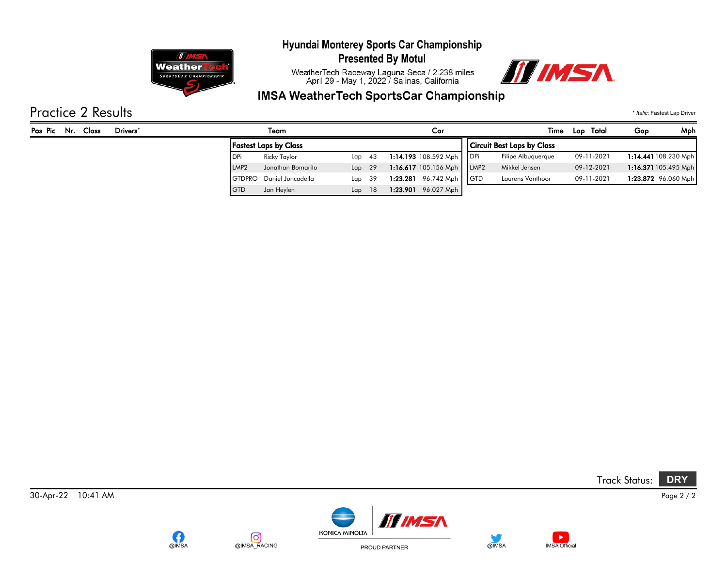# Hyundai Monterey Sports Car Championship
## Presented By Motul

WeatherTech Raceway Laguna Seca / 2.238 miles
April 29 - May 1, 2022 / Salinas, California

## IMSA WeatherTech SportsCar Championship

## Practice 2 Results

\* *Italic:* Fastest Lap Driver

| Pos | Pic | Nr. | Class | Drivers* | Team | Car | Time | Lap | Total | Gap | Mph |
|---|---|---|---|---|---|---|---|---|---|---|---|

**Fastest Laps by Class**

| | | | | | |
|---|---|---|---|---|---|
| DPi | Ricky Taylor | Lap | 43 | **1:14.193** | 108.592 Mph |
| LMP2 | Jonathan Bomarito | Lap | 29 | **1:16.617** | 105.156 Mph |
| GTDPRO | Daniel Juncadella | Lap | 39 | **1:23.281** | 96.742 Mph |
| GTD | Jan Heylen | Lap | 18 | **1:23.901** | 96.027 Mph |

**Circuit Best Laps by Class**

| | | | | |
|---|---|---|---|---|
| DPi | Filipe Albuquerque | 09-11-2021 | **1:14.441** | 108.230 Mph |
| LMP2 | Mikkel Jensen | 09-12-2021 | **1:16.371** | 105.495 Mph |
| GTD | Laurens Vanthoor | 09-11-2021 | **1:23.872** | 96.060 Mph |

Track Status: **DRY**

30-Apr-22 10:41 AM

@IMSA @IMSA_RACING KONICA MINOLTA IMSA PROUD PARTNER @IMSA IMSA Official